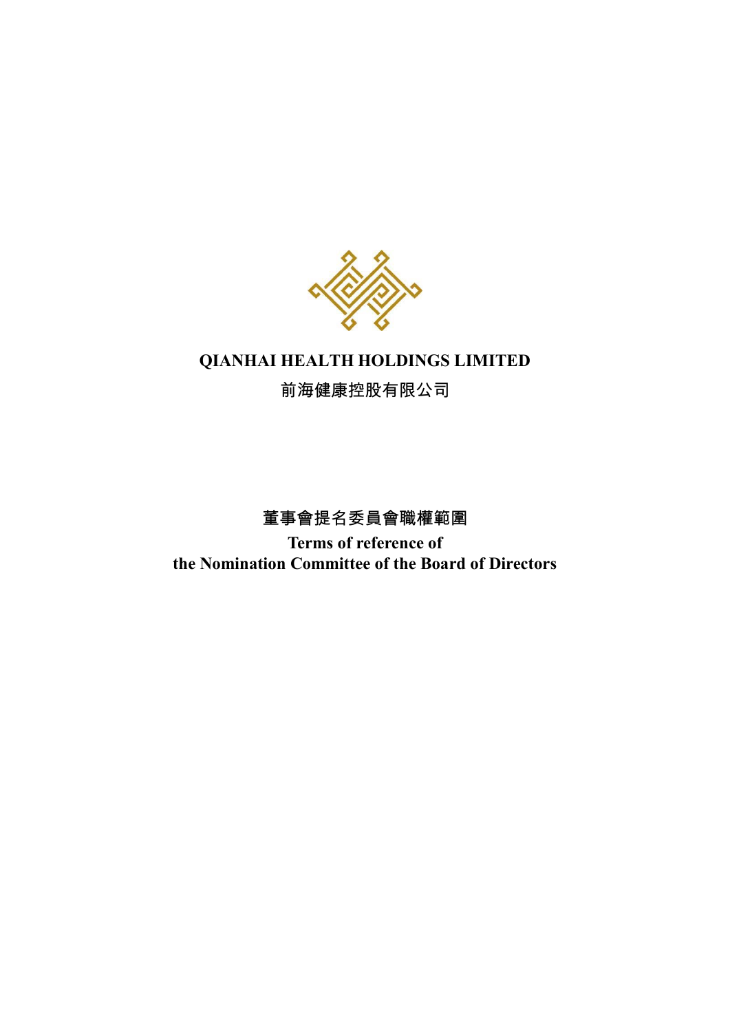# QIANHAI HEALTH HOLDINGS LIMITED

# 前海健康控股有限公司

## 董事會提名委員會職權範圍

## Terms of reference of the Nomination Committee of the Board of Directors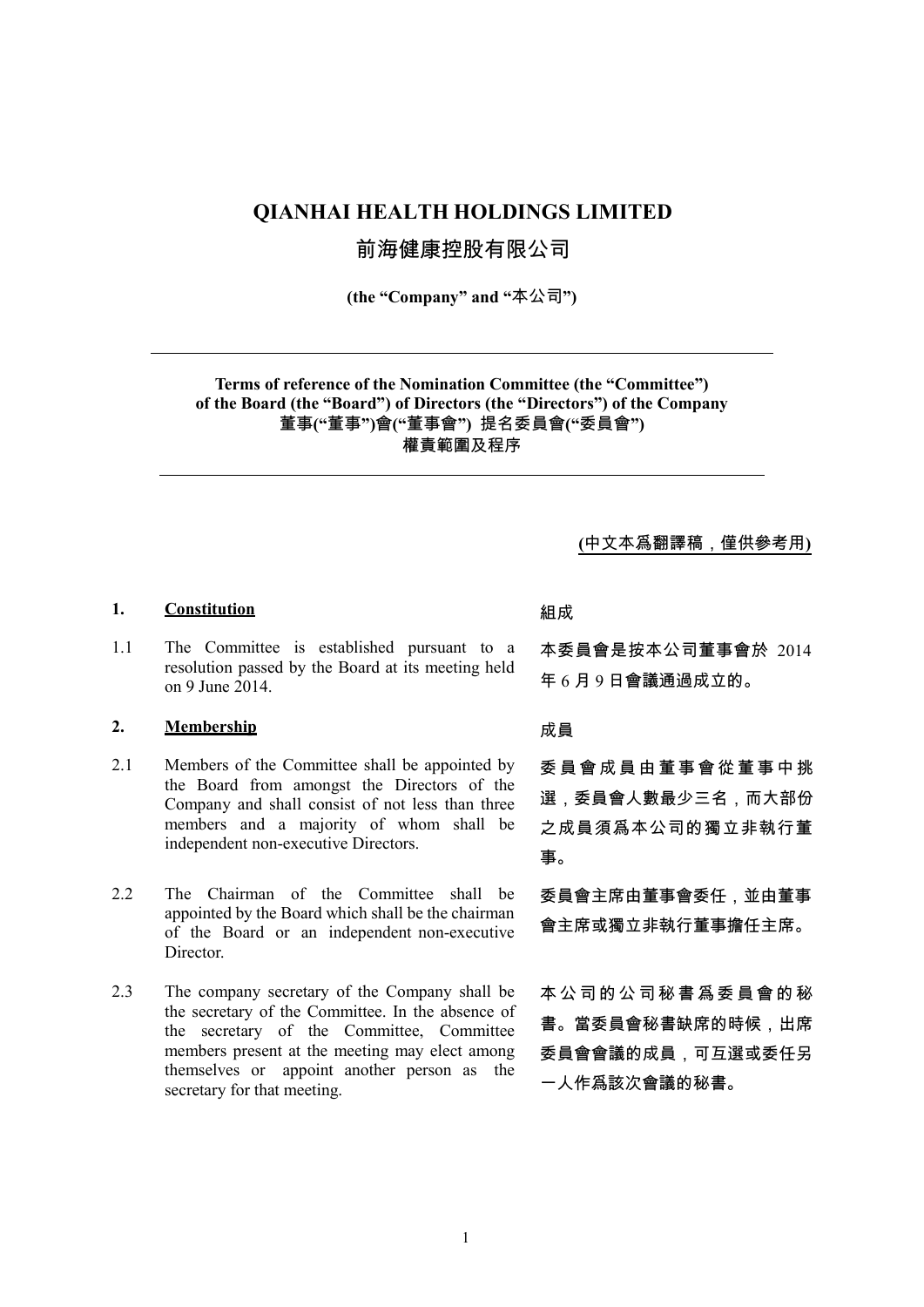# QIANHAI HEALTH HOLDINGS LIMITED

# 前海健康控股有限公司

**(the "Company" and "本公司")**

---

**Terms of reference of the Nomination Committee (the "Committee") of the Board (the "Board") of Directors (the "Directors") of the Company**
**董事("董事")會("董事會") 提名委員會("委員會")**
**權責範圍及程序**

---

**(中文本為翻譯稿，僅供參考用)**

**1. Constitution**

組成

1.1 The Committee is established pursuant to a resolution passed by the Board at its meeting held on 9 June 2014.

本委員會是按本公司董事會於 2014 年 6 月 9 日會議通過成立的。

**2. Membership**

成員

2.1 Members of the Committee shall be appointed by the Board from amongst the Directors of the Company and shall consist of not less than three members and a majority of whom shall be independent non-executive Directors.

委員會成員由董事會從董事中挑選，委員會人數最少三名，而大部份之成員須為本公司的獨立非執行董事。

2.2 The Chairman of the Committee shall be appointed by the Board which shall be the chairman of the Board or an independent non-executive Director.

委員會主席由董事會委任，並由董事會主席或獨立非執行董事擔任主席。

2.3 The company secretary of the Company shall be the secretary of the Committee. In the absence of the secretary of the Committee, Committee members present at the meeting may elect among themselves or appoint another person as the secretary for that meeting.

本公司的公司秘書為委員會的秘書。當委員會秘書缺席的時候，出席委員會會議的成員，可互選或委任另一人作為該次會議的秘書。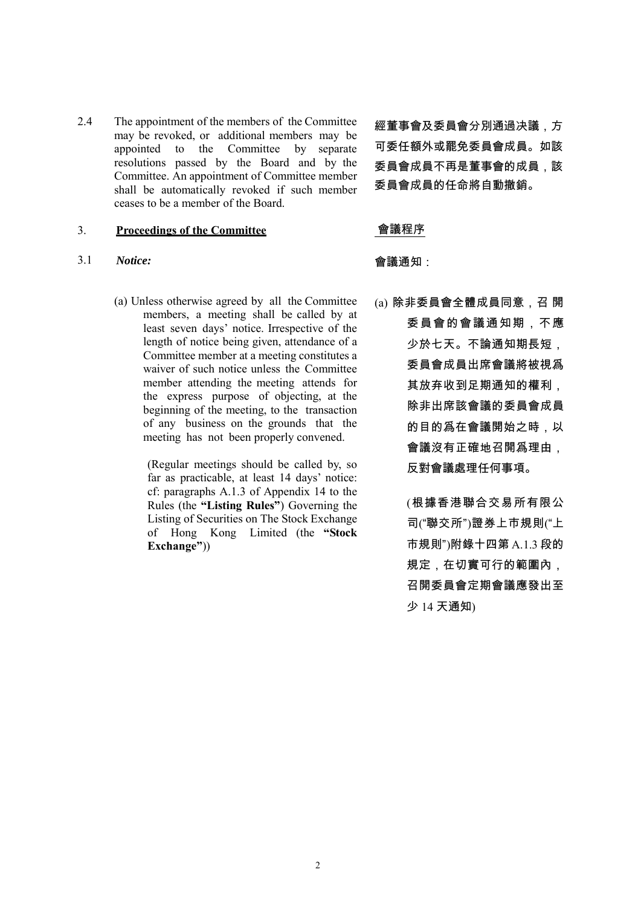2.4 The appointment of the members of the Committee may be revoked, or additional members may be appointed to the Committee by separate resolutions passed by the Board and by the Committee. An appointment of Committee member shall be automatically revoked if such member ceases to be a member of the Board.

經董事會及委員會分別通過决議，方可委任額外或罷免委員會成員。如該委員會成員不再是董事會的成員，該委員會成員的任命將自動撤銷。

3. **Proceedings of the Committee**

會議程序

3.1 ***Notice:***

會議通知：

(a) Unless otherwise agreed by all the Committee members, a meeting shall be called by at least seven days' notice. Irrespective of the length of notice being given, attendance of a Committee member at a meeting constitutes a waiver of such notice unless the Committee member attending the meeting attends for the express purpose of objecting, at the beginning of the meeting, to the transaction of any business on the grounds that the meeting has not been properly convened.

(Regular meetings should be called by, so far as practicable, at least 14 days' notice: cf: paragraphs A.1.3 of Appendix 14 to the Rules (the **"Listing Rules"**) Governing the Listing of Securities on The Stock Exchange of Hong Kong Limited (the **"Stock Exchange"**))

(a) 除非委員會全體成員同意，召開委員會的會議通知期，不應少於七天。不論通知期長短，委員會成員出席會議將被視爲其放弃收到足期通知的權利，除非出席該會議的委員會成員的目的爲在會議開始之時，以會議沒有正確地召開爲理由，反對會議處理任何事項。

(根據香港聯合交易所有限公司("聯交所")證券上市規則("上市規則")附錄十四第 A.1.3 段的規定，在切實可行的範圍內，召開委員會定期會議應發出至少 14 天通知)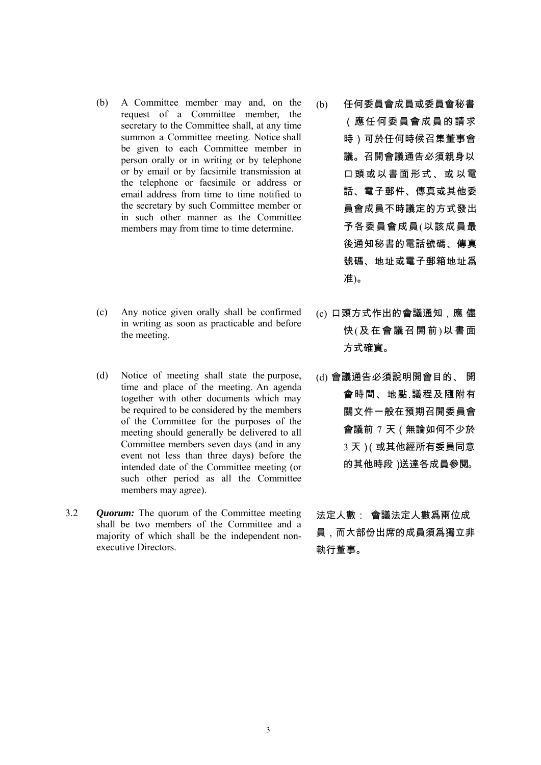(b) A Committee member may and, on the request of a Committee member, the secretary to the Committee shall, at any time summon a Committee meeting. Notice shall be given to each Committee member in person orally or in writing or by telephone or by email or by facsimile transmission at the telephone or facsimile or address or email address from time to time notified to the secretary by such Committee member or in such other manner as the Committee members may from time to time determine.

(b) 任何委員會成員或委員會秘書（應任何委員會成員的請求時）可於任何時候召集董事會議。召開會議通告必須親身以口頭或以書面形式、或以電話、電子郵件、傳真或其他委員會成員不時議定的方式發出予各委員會成員(以該成員最後通知秘書的電話號碼、傳真號碼、地址或電子郵箱地址爲准)。

(c) Any notice given orally shall be confirmed in writing as soon as practicable and before the meeting.

(c) 口頭方式作出的會議通知，應儘快(及在會議召開前)以書面方式確實。

(d) Notice of meeting shall state the purpose, time and place of the meeting. An agenda together with other documents which may be required to be considered by the members of the Committee for the purposes of the meeting should generally be delivered to all Committee members seven days (and in any event not less than three days) before the intended date of the Committee meeting (or such other period as all the Committee members may agree).

(d) 會議通告必須說明開會目的、 開會時間、地點.議程及隨附有關文件一般在預期召開委員會會議前 7 天（無論如何不少於 3 天）( 或其他經所有委員同意的其他時段 )送達各成員參閱。

3.2 ***Quorum:*** The quorum of the Committee meeting shall be two members of the Committee and a majority of which shall be the independent non-executive Directors.

法定人數： 會議法定人數爲兩位成員，而大部份出席的成員須爲獨立非執行董事。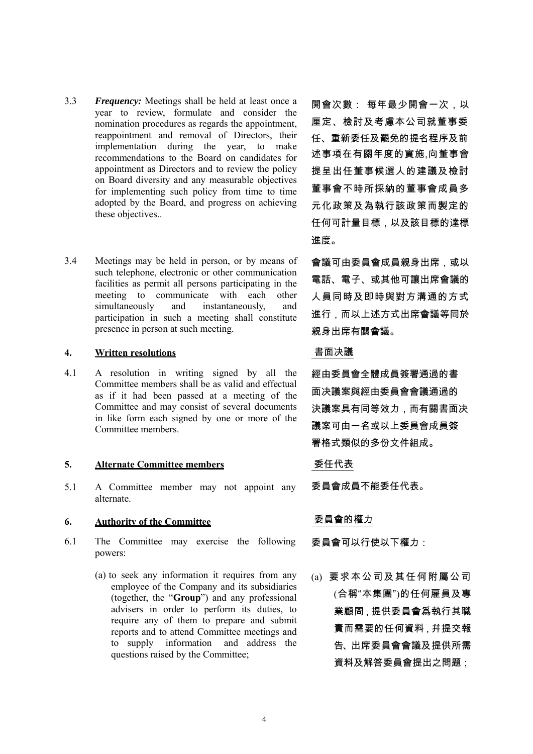3.3 ***Frequency:*** Meetings shall be held at least once a year to review, formulate and consider the nomination procedures as regards the appointment, reappointment and removal of Directors, their implementation during the year, to make recommendations to the Board on candidates for appointment as Directors and to review the policy on Board diversity and any measurable objectives for implementing such policy from time to time adopted by the Board, and progress on achieving these objectives..

開會次數： 每年最少開會一次，以厘定、檢討及考慮本公司就董事委任、重新委任及罷免的提名程序及前述事項在有關年度的實施,向董事會提呈出任董事候選人的建議及檢討董事會不時所採納的董事會成員多元化政策及為執行該政策而製定的任何可計量目標，以及該目標的達標進度。

3.4 Meetings may be held in person, or by means of such telephone, electronic or other communication facilities as permit all persons participating in the meeting to communicate with each other simultaneously and instantaneously, and participation in such a meeting shall constitute presence in person at such meeting.

會議可由委員會成員親身出席，或以電話、電子、或其他可讓出席會議的人員同時及即時與對方溝通的方式進行，而以上述方式出席會議等同於親身出席有關會議。

## 4. Written resolutions

## 書面决議

4.1 A resolution in writing signed by all the Committee members shall be as valid and effectual as if it had been passed at a meeting of the Committee and may consist of several documents in like form each signed by one or more of the Committee members.

經由委員會全體成員簽署通過的書面决議案與經由委員會會議通過的决議案具有同等效力，而有關書面决議案可由一名或以上委員會成員簽署格式類似的多份文件組成。

## 5. Alternate Committee members

## 委任代表

5.1 A Committee member may not appoint any alternate.

委員會成員不能委任代表。

## 6. Authority of the Committee

## 委員會的權力

6.1 The Committee may exercise the following powers:

委員會可以行使以下權力：

(a) to seek any information it requires from any employee of the Company and its subsidiaries (together, the "**Group**") and any professional advisers in order to perform its duties, to require any of them to prepare and submit reports and to attend Committee meetings and to supply information and address the questions raised by the Committee;

(a) 要求本公司及其任何附屬公司(合稱"本集團")的任何雇員及專業顧問，提供委員會爲執行其職責而需要的任何資料，幷提交報告、出席委員會會議及提供所需資料及解答委員會提出之問題；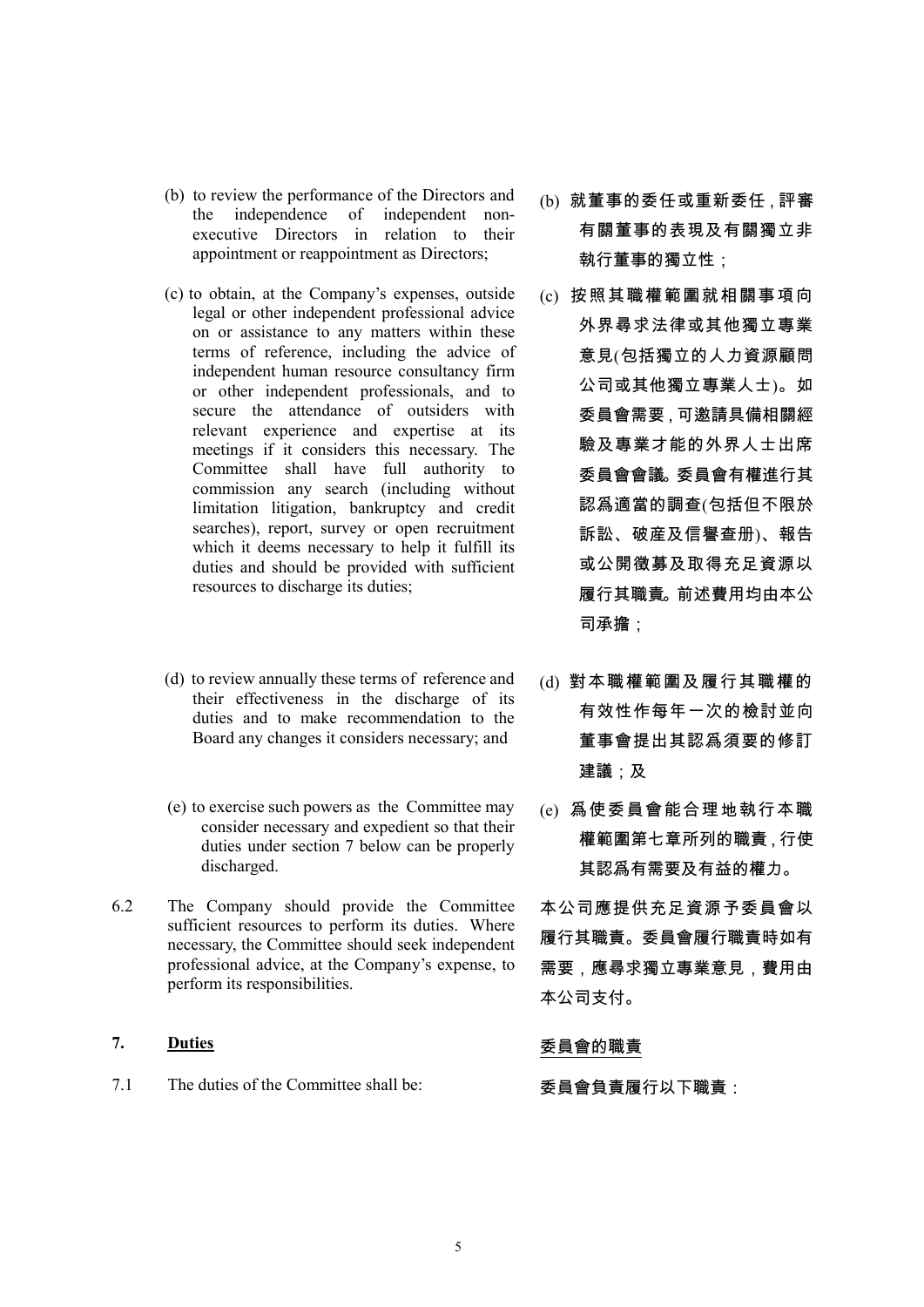(b) to review the performance of the Directors and the independence of independent non-executive Directors in relation to their appointment or reappointment as Directors;

(b) 就董事的委任或重新委任，評審有關董事的表現及有關獨立非執行董事的獨立性；

(c) to obtain, at the Company's expenses, outside legal or other independent professional advice on or assistance to any matters within these terms of reference, including the advice of independent human resource consultancy firm or other independent professionals, and to secure the attendance of outsiders with relevant experience and expertise at its meetings if it considers this necessary. The Committee shall have full authority to commission any search (including without limitation litigation, bankruptcy and credit searches), report, survey or open recruitment which it deems necessary to help it fulfill its duties and should be provided with sufficient resources to discharge its duties;

(c) 按照其職權範圍就相關事項向外界尋求法律或其他獨立專業意見(包括獨立的人力資源顧問公司或其他獨立專業人士)。如委員會需要，可邀請具備相關經驗及專業才能的外界人士出席委員會會議。委員會有權進行其認爲適當的調查(包括但不限於訴訟、破産及信譽查册)、報告或公開徵募及取得充足資源以履行其職責。前述費用均由本公司承擔；

(d) to review annually these terms of reference and their effectiveness in the discharge of its duties and to make recommendation to the Board any changes it considers necessary; and

(d) 對本職權範圍及履行其職權的有效性作每年一次的檢討並向董事會提出其認爲須要的修訂建議；及

(e) to exercise such powers as the Committee may consider necessary and expedient so that their duties under section 7 below can be properly discharged.

(e) 爲使委員會能合理地執行本職權範圍第七章所列的職責，行使其認爲有需要及有益的權力。

6.2 The Company should provide the Committee sufficient resources to perform its duties. Where necessary, the Committee should seek independent professional advice, at the Company's expense, to perform its responsibilities.

本公司應提供充足資源予委員會以履行其職責。委員會履行職責時如有需要，應尋求獨立專業意見，費用由本公司支付。

## 7. Duties

## 委員會的職責

7.1 The duties of the Committee shall be:

委員會負責履行以下職責：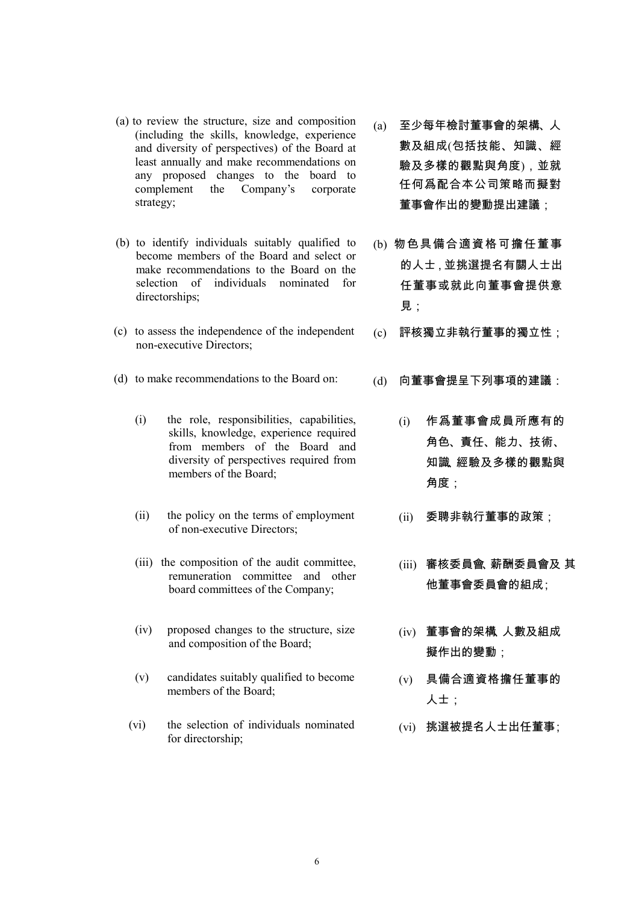(a) to review the structure, size and composition (including the skills, knowledge, experience and diversity of perspectives) of the Board at least annually and make recommendations on any proposed changes to the board to complement the Company's corporate strategy;

(b) to identify individuals suitably qualified to become members of the Board and select or make recommendations to the Board on the selection of individuals nominated for directorships;

(c) to assess the independence of the independent non-executive Directors;

(d) to make recommendations to the Board on:

(i) the role, responsibilities, capabilities, skills, knowledge, experience required from members of the Board and diversity of perspectives required from members of the Board;

(ii) the policy on the terms of employment of non-executive Directors;

(iii) the composition of the audit committee, remuneration committee and other board committees of the Company;

(iv) proposed changes to the structure, size and composition of the Board;

(v) candidates suitably qualified to become members of the Board;

(vi) the selection of individuals nominated for directorship;

(a) 至少每年檢討董事會的架構、人數及組成(包括技能、知識、經驗及多樣的觀點與角度)，並就任何爲配合本公司策略而擬對董事會作出的變動提出建議；

(b) 物色具備合適資格可擔任董事的人士，並挑選提名有關人士出任董事或就此向董事會提供意見；

(c) 評核獨立非執行董事的獨立性；

(d) 向董事會提呈下列事項的建議：

(i) 作爲董事會成員所應有的角色、責任、能力、技術、知識、經驗及多樣的觀點與角度；

(ii) 委聘非執行董事的政策；

(iii) 審核委員會、薪酬委員會及其他董事會委員會的組成；

(iv) 董事會的架構、人數及組成擬作出的變動；

(v) 具備合適資格擔任董事的人士；

(vi) 挑選被提名人士出任董事；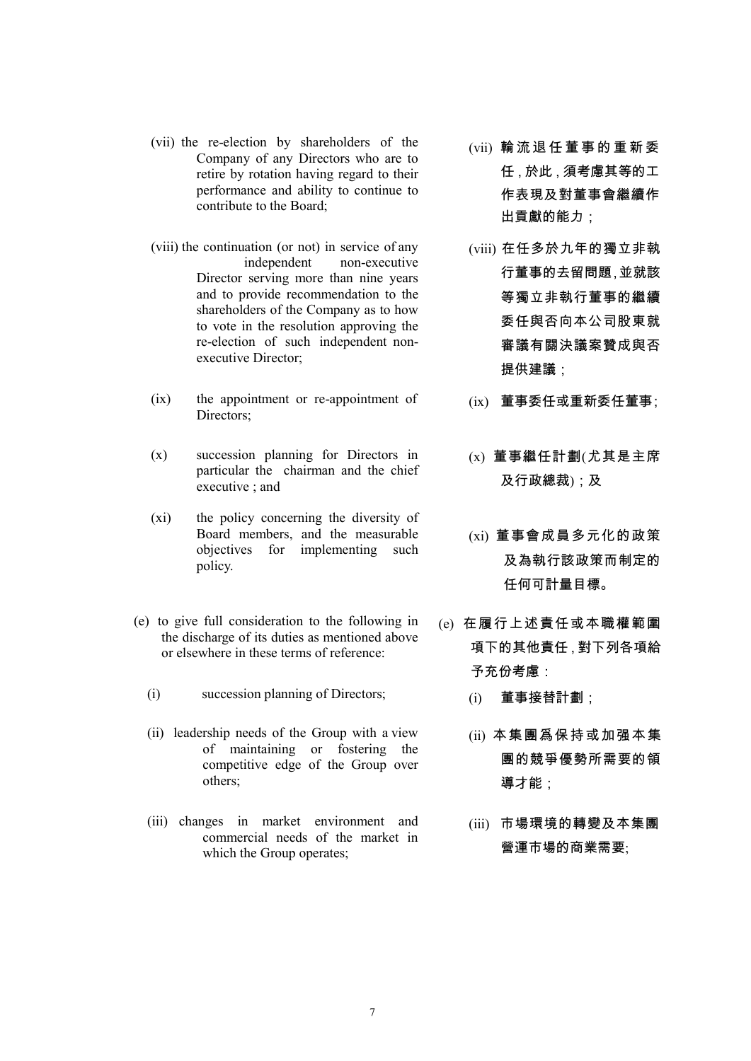(vii) the re-election by shareholders of the Company of any Directors who are to retire by rotation having regard to their performance and ability to continue to contribute to the Board;

(viii) the continuation (or not) in service of any independent non-executive Director serving more than nine years and to provide recommendation to the shareholders of the Company as to how to vote in the resolution approving the re-election of such independent non-executive Director;

(ix) the appointment or re-appointment of Directors;

(x) succession planning for Directors in particular the chairman and the chief executive ; and

(xi) the policy concerning the diversity of Board members, and the measurable objectives for implementing such policy.

(e) to give full consideration to the following in the discharge of its duties as mentioned above or elsewhere in these terms of reference:

(i) succession planning of Directors;

(ii) leadership needs of the Group with a view of maintaining or fostering the competitive edge of the Group over others;

(iii) changes in market environment and commercial needs of the market in which the Group operates;

(vii) 輪流退任董事的重新委任，於此，須考慮其等的工作表現及對董事會繼續作出貢獻的能力；

(viii) 在任多於九年的獨立非執行董事的去留問題，並就該等獨立非執行董事的繼續委任與否向本公司股東就審議有關決議案贊成與否提供建議；

(ix) 董事委任或重新委任董事;

(x) 董事繼任計劃(尤其是主席及行政總裁)；及

(xi) 董事會成員多元化的政策及為執行該政策而制定的任何可計量目標。

(e) 在履行上述責任或本職權範圍項下的其他責任，對下列各項給予充份考慮：

(i) 董事接替計劃；

(ii) 本集團爲保持或加强本集團的競爭優勢所需要的領導才能；

(iii) 市場環境的轉變及本集團營運市場的商業需要;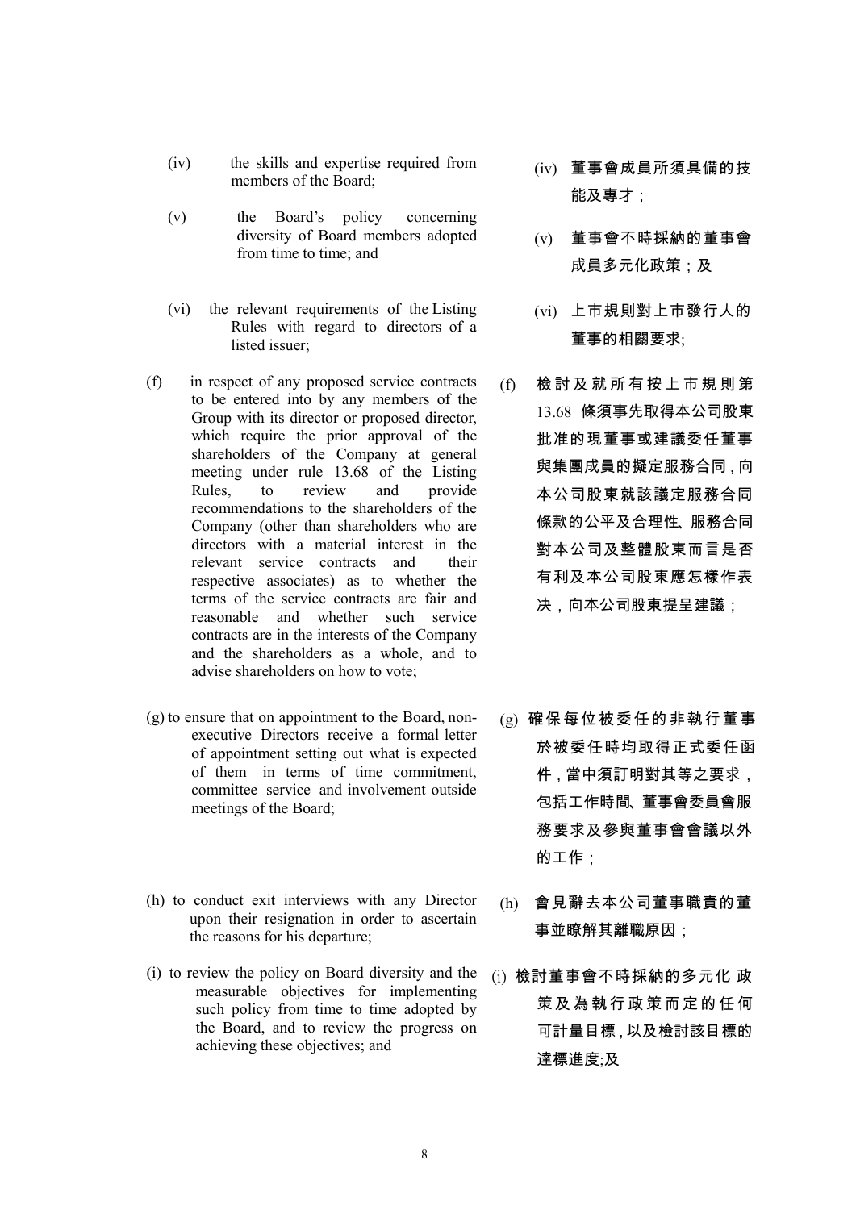(iv) the skills and expertise required from members of the Board;

(v) the Board's policy concerning diversity of Board members adopted from time to time; and

(vi) the relevant requirements of the Listing Rules with regard to directors of a listed issuer;

(f) in respect of any proposed service contracts to be entered into by any members of the Group with its director or proposed director, which require the prior approval of the shareholders of the Company at general meeting under rule 13.68 of the Listing Rules, to review and provide recommendations to the shareholders of the Company (other than shareholders who are directors with a material interest in the relevant service contracts and their respective associates) as to whether the terms of the service contracts are fair and reasonable and whether such service contracts are in the interests of the Company and the shareholders as a whole, and to advise shareholders on how to vote;

(g) to ensure that on appointment to the Board, non-executive Directors receive a formal letter of appointment setting out what is expected of them in terms of time commitment, committee service and involvement outside meetings of the Board;

(h) to conduct exit interviews with any Director upon their resignation in order to ascertain the reasons for his departure;

(i) to review the policy on Board diversity and the measurable objectives for implementing such policy from time to time adopted by the Board, and to review the progress on achieving these objectives; and

(iv) 董事會成員所須具備的技能及專才；

(v) 董事會不時採納的董事會成員多元化政策；及

(vi) 上市規則對上市發行人的董事的相關要求;

(f) 檢討及就所有按上市規則第 13.68 條須事先取得本公司股東批准的現董事或建議委任董事與集團成員的擬定服務合同，向本公司股東就該議定服務合同條款的公平及合理性、服務合同對本公司及整體股東而言是否有利及本公司股東應怎樣作表決，向本公司股東提呈建議；

(g) 確保每位被委任的非執行董事於被委任時均取得正式委任函件，當中須訂明對其等之要求，包括工作時間、董事會委員會服務要求及參與董事會會議以外的工作；

(h) 會見辭去本公司董事職責的董事並瞭解其離職原因；

(i) 檢討董事會不時採納的多元化 政策及為執行政策而定的任何可計量目標，以及檢討該目標的達標進度;及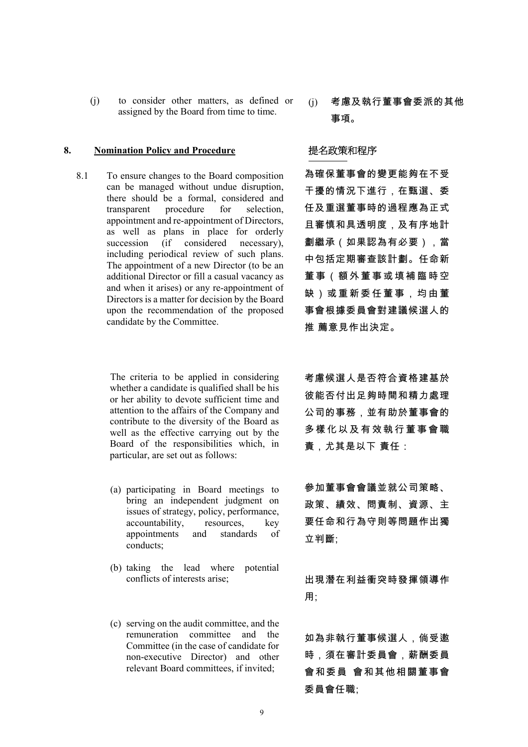(j) to consider other matters, as defined or assigned by the Board from time to time.

(j) 考慮及執行董事會委派的其他事項。

## 8. Nomination Policy and Procedure

## 提名政策和程序

8.1 To ensure changes to the Board composition can be managed without undue disruption, there should be a formal, considered and transparent procedure for selection, appointment and re-appointment of Directors, as well as plans in place for orderly succession (if considered necessary), including periodical review of such plans. The appointment of a new Director (to be an additional Director or fill a casual vacancy as and when it arises) or any re-appointment of Directors is a matter for decision by the Board upon the recommendation of the proposed candidate by the Committee.

為確保董事會的變更能夠在不受干擾的情況下進行，在甄選、委任及重選董事時的過程應為正式且審慎和具透明度，及有序地計劃繼承（如果認為有必要），當中包括定期審查該計劃。任命新董事（額外董事或填補臨時空缺）或重新委任董事，均由董事會根據委員會對建議候選人的推 薦意見作出決定。

The criteria to be applied in considering whether a candidate is qualified shall be his or her ability to devote sufficient time and attention to the affairs of the Company and contribute to the diversity of the Board as well as the effective carrying out by the Board of the responsibilities which, in particular, are set out as follows:

考慮候選人是否符合資格建基於彼能否付出足夠時間和精力處理公司的事務，並有助於董事會的多樣化以及有效執行董事會職責，尤其是以下 責任：

(a) participating in Board meetings to bring an independent judgment on issues of strategy, policy, performance, accountability, resources, key appointments and standards of conducts;

參加董事會會議並就公司策略、政策、績效、問責制、資源、主要任命和行為守則等問題作出獨立判斷;

(b) taking the lead where potential conflicts of interests arise;

出現潛在利益衝突時發揮領導作用;

(c) serving on the audit committee, and the remuneration committee and the Committee (in the case of candidate for non-executive Director) and other relevant Board committees, if invited;

如為非執行董事候選人，倘受邀時，須在審計委員會，薪酬委員會和委員 會和其他相關董事會委員會任職;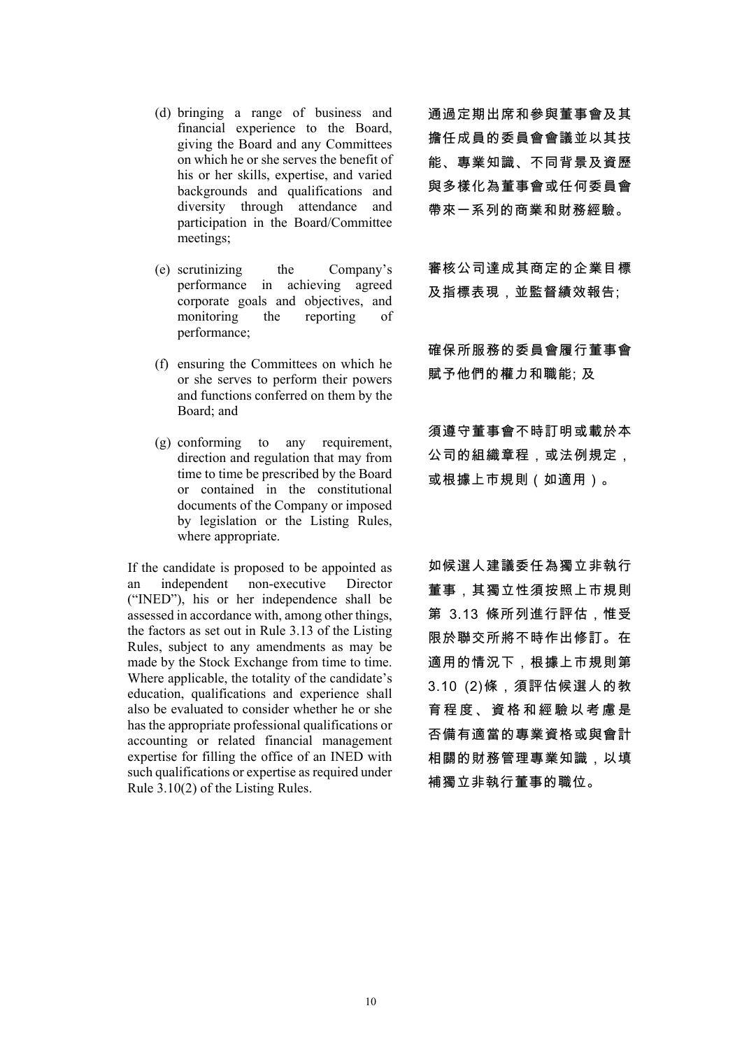(d) bringing a range of business and financial experience to the Board, giving the Board and any Committees on which he or she serves the benefit of his or her skills, expertise, and varied backgrounds and qualifications and diversity through attendance and participation in the Board/Committee meetings;

(e) scrutinizing the Company's performance in achieving agreed corporate goals and objectives, and monitoring the reporting of performance;

(f) ensuring the Committees on which he or she serves to perform their powers and functions conferred on them by the Board; and

(g) conforming to any requirement, direction and regulation that may from time to time be prescribed by the Board or contained in the constitutional documents of the Company or imposed by legislation or the Listing Rules, where appropriate.

If the candidate is proposed to be appointed as an independent non-executive Director ("INED"), his or her independence shall be assessed in accordance with, among other things, the factors as set out in Rule 3.13 of the Listing Rules, subject to any amendments as may be made by the Stock Exchange from time to time. Where applicable, the totality of the candidate's education, qualifications and experience shall also be evaluated to consider whether he or she has the appropriate professional qualifications or accounting or related financial management expertise for filling the office of an INED with such qualifications or expertise as required under Rule 3.10(2) of the Listing Rules.

通過定期出席和參與董事會及其擔任成員的委員會會議並以其技能、專業知識、不同背景及資歷與多樣化為董事會或任何委員會帶來一系列的商業和財務經驗。

審核公司達成其商定的企業目標及指標表現，並監督績效報告;

確保所服務的委員會履行董事會賦予他們的權力和職能; 及

須遵守董事會不時訂明或載於本公司的組織章程，或法例規定，或根據上市規則（如適用）。

如候選人建議委任為獨立非執行董事，其獨立性須按照上市規則第 3.13 條所列進行評估，惟受限於聯交所將不時作出修訂。在適用的情況下，根據上市規則第 3.10 (2)條，須評估候選人的教育程度、資格和經驗以考慮是否備有適當的專業資格或與會計相關的財務管理專業知識，以填補獨立非執行董事的職位。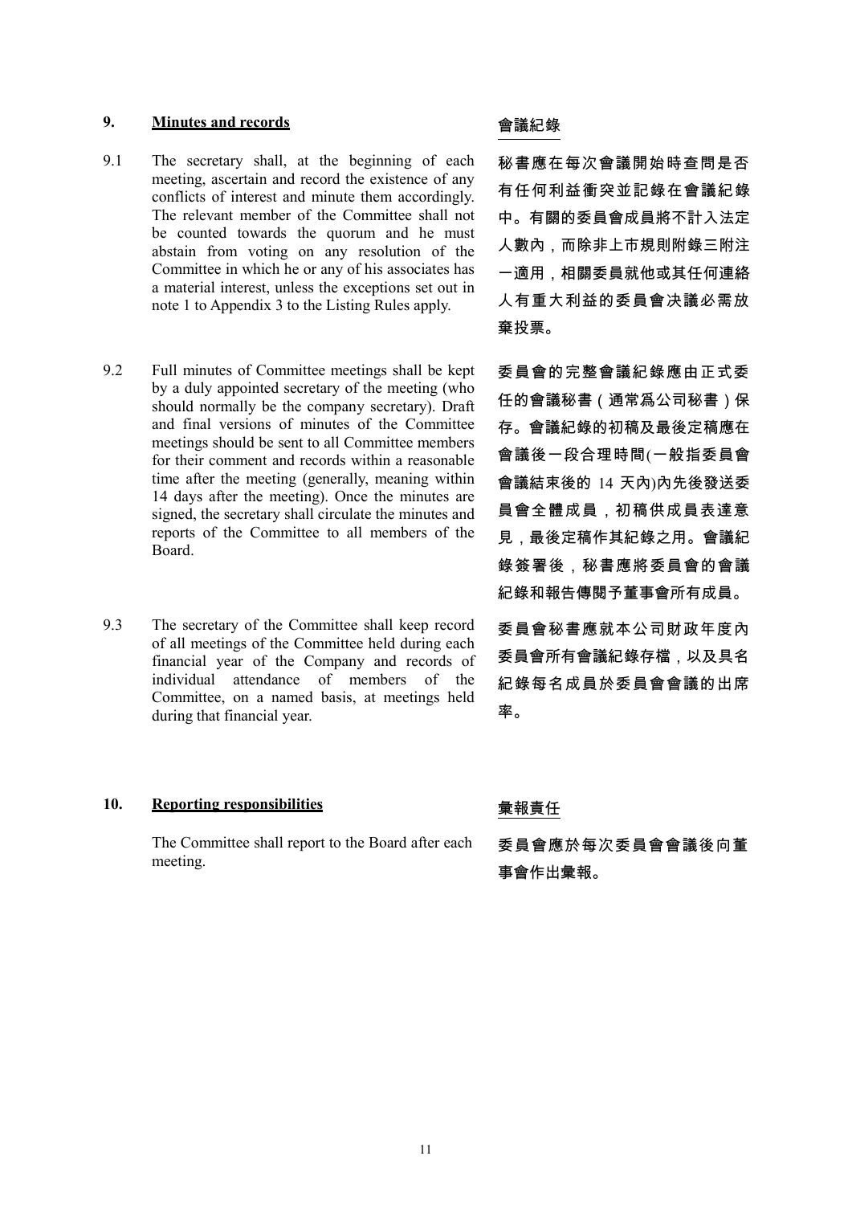## 9. Minutes and records

## 會議紀錄

9.1 The secretary shall, at the beginning of each meeting, ascertain and record the existence of any conflicts of interest and minute them accordingly. The relevant member of the Committee shall not be counted towards the quorum and he must abstain from voting on any resolution of the Committee in which he or any of his associates has a material interest, unless the exceptions set out in note 1 to Appendix 3 to the Listing Rules apply.

秘書應在每次會議開始時查問是否有任何利益衝突並記錄在會議紀錄中。有關的委員會成員將不計入法定人數內，而除非上市規則附錄三附注一適用，相關委員就他或其任何連絡人有重大利益的委員會決議必需放棄投票。

9.2 Full minutes of Committee meetings shall be kept by a duly appointed secretary of the meeting (who should normally be the company secretary). Draft and final versions of minutes of the Committee meetings should be sent to all Committee members for their comment and records within a reasonable time after the meeting (generally, meaning within 14 days after the meeting). Once the minutes are signed, the secretary shall circulate the minutes and reports of the Committee to all members of the Board.

委員會的完整會議紀錄應由正式委任的會議秘書（通常爲公司秘書）保存。會議紀錄的初稿及最後定稿應在會議後一段合理時間(一般指委員會會議結束後的 14 天內)內先後發送委員會全體成員，初稿供成員表達意見，最後定稿作其紀錄之用。會議紀錄簽署後，秘書應將委員會的會議紀錄和報告傳閱予董事會所有成員。

9.3 The secretary of the Committee shall keep record of all meetings of the Committee held during each financial year of the Company and records of individual attendance of members of the Committee, on a named basis, at meetings held during that financial year.

委員會秘書應就本公司財政年度內委員會所有會議紀錄存檔，以及具名紀錄每名成員於委員會會議的出席率。

## 10. Reporting responsibilities

## 彙報責任

The Committee shall report to the Board after each meeting.

委員會應於每次委員會會議後向董事會作出彙報。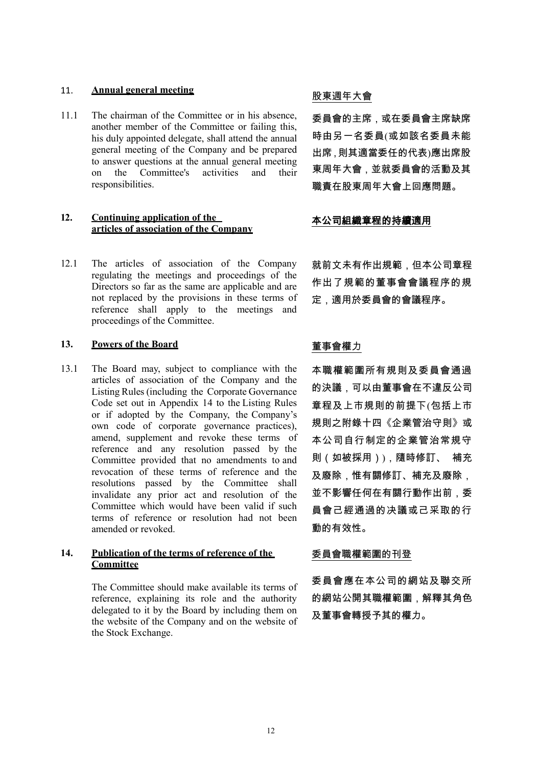## 11. Annual general meeting

股東週年大會

11.1 The chairman of the Committee or in his absence, another member of the Committee or failing this, his duly appointed delegate, shall attend the annual general meeting of the Company and be prepared to answer questions at the annual general meeting on the Committee's activities and their responsibilities.

委員會的主席，或在委員會主席缺席時由另一名委員(或如該名委員未能出席,則其適當委任的代表)應出席股東周年大會，並就委員會的活動及其職責在股東周年大會上回應問題。

## 12. Continuing application of the articles of association of the Company

本公司組織章程的持續適用

12.1 The articles of association of the Company regulating the meetings and proceedings of the Directors so far as the same are applicable and are not replaced by the provisions in these terms of reference shall apply to the meetings and proceedings of the Committee.

就前文未有作出規範，但本公司章程作出了規範的董事會會議程序的規定，適用於委員會的會議程序。

## 13. Powers of the Board

董事會權力

13.1 The Board may, subject to compliance with the articles of association of the Company and the Listing Rules (including the Corporate Governance Code set out in Appendix 14 to the Listing Rules or if adopted by the Company, the Company's own code of corporate governance practices), amend, supplement and revoke these terms of reference and any resolution passed by the Committee provided that no amendments to and revocation of these terms of reference and the resolutions passed by the Committee shall invalidate any prior act and resolution of the Committee which would have been valid if such terms of reference or resolution had not been amended or revoked.

本職權範圍所有規則及委員會通過的決議，可以由董事會在不違反公司章程及上市規則的前提下(包括上市規則之附錄十四《企業管治守則》或本公司自行制定的企業管治常規守則（如被採用）)，隨時修訂、 補充及廢除，惟有關修訂、補充及廢除，並不影響任何在有關行動作出前，委員會己經通過的決議或己采取的行動的有效性。

## 14. Publication of the terms of reference of the Committee

委員會職權範圍的刊登

The Committee should make available its terms of reference, explaining its role and the authority delegated to it by the Board by including them on the website of the Company and on the website of the Stock Exchange.

委員會應在本公司的網站及聯交所的網站公開其職權範圍，解釋其角色及董事會轉授予其的權力。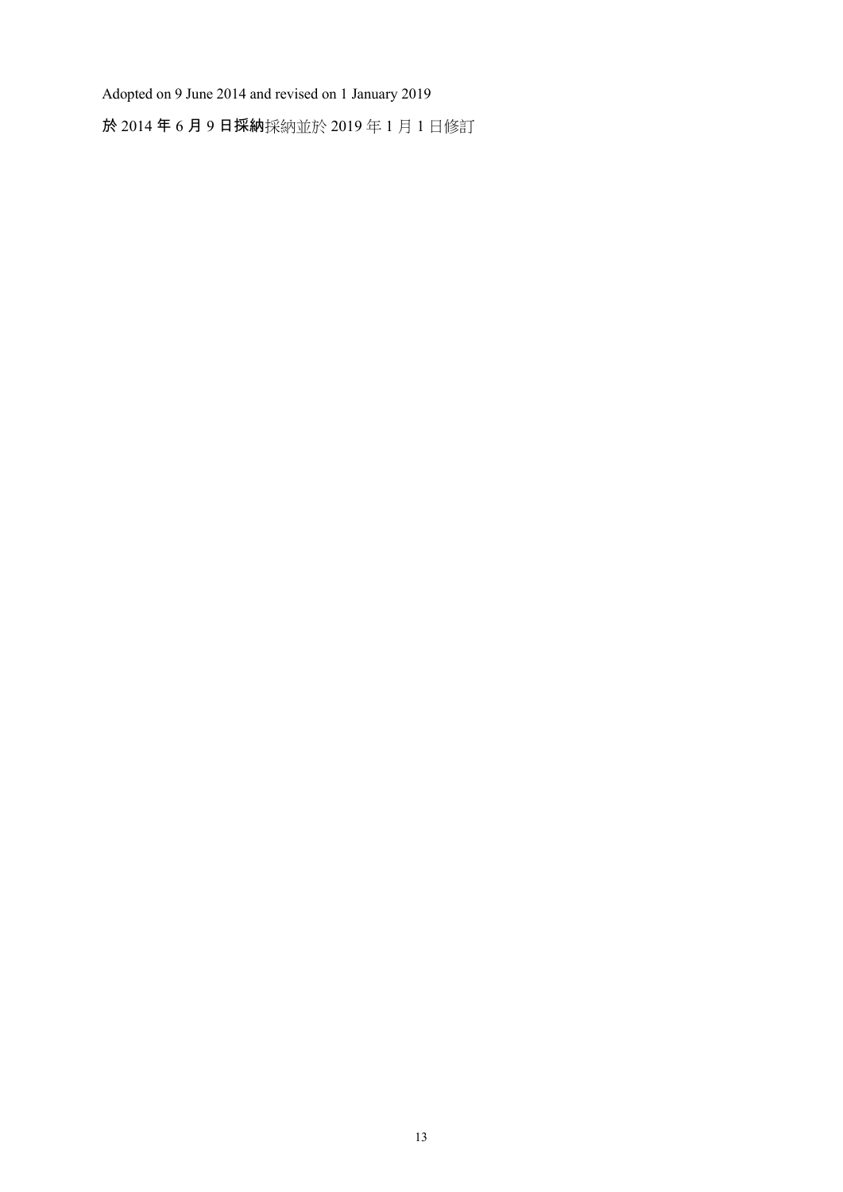Adopted on 9 June 2014 and revised on 1 January 2019

於 2014 年 6 月 9 日採納採納並於 2019 年 1 月 1 日修訂